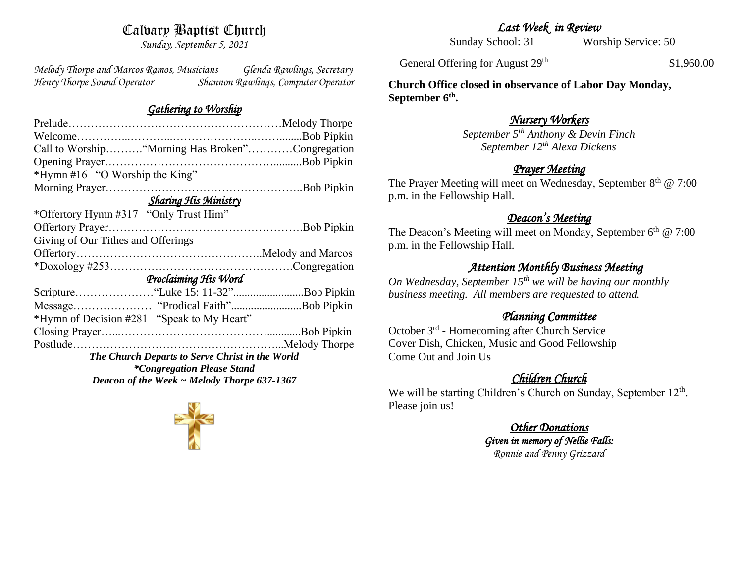# Calvary Baptist Church

*Sunday, September 5, 2021*

*Melody Thorpe and Marcos Ramos, Musicians* — *Glenda Rawlings, Secretary*
*Henry Thorpe Sound Operator* — *Shannon Rawlings, Computer Operator*

## *Gathering to Worship*

Prelude…………………………………………………Melody Thorpe
Welcome…………...………...…………………...……........Bob Pipkin
Call to Worship……….“Morning Has Broken”…………Congregation
Opening Prayer……………………………………….........Bob Pipkin
*Hymn #16 "O Worship the King"
Morning Prayer……………………………………………..Bob Pipkin

## *Sharing His Ministry*

*Offertory Hymn #317 "Only Trust Him"
Offertory Prayer…………………………………………….Bob Pipkin
Giving of Our Tithes and Offerings
Offertory…………………………………………..Melody and Marcos
*Doxology #253………………………………………….Congregation

## *Proclaiming His Word*

Scripture…………………“Luke 15: 11-32”........................Bob Pipkin
Message………………… "Prodical Faith"........................Bob Pipkin
*Hymn of Decision #281 "Speak to My Heart"
Closing Prayer…..…………………………………...........Bob Pipkin
Postlude………………………………………………...Melody Thorpe

***The Church Departs to Serve Christ in the World***
***\*Congregation Please Stand***
***Deacon of the Week ~ Melody Thorpe 637-1367***

## *Last Week in Review*

Sunday School: 31 Worship Service: 50

General Offering for August 29th $1,960.00

**Church Office closed in observance of Labor Day Monday, September 6th.**

## *Nursery Workers*

*September 5th Anthony & Devin Finch*
*September 12th Alexa Dickens*

## *Prayer Meeting*

The Prayer Meeting will meet on Wednesday, September 8th @ 7:00 p.m. in the Fellowship Hall.

## *Deacon's Meeting*

The Deacon's Meeting will meet on Monday, September 6th @ 7:00 p.m. in the Fellowship Hall.

## *Attention Monthly Business Meeting*

*On Wednesday, September 15th we will be having our monthly business meeting. All members are requested to attend.*

## *Planning Committee*

October 3rd - Homecoming after Church Service
Cover Dish, Chicken, Music and Good Fellowship
Come Out and Join Us

## *Children Church*

We will be starting Children's Church on Sunday, September 12th. Please join us!

## *Other Donations*

***Given in memory of Nellie Falls:***
*Ronnie and Penny Grizzard*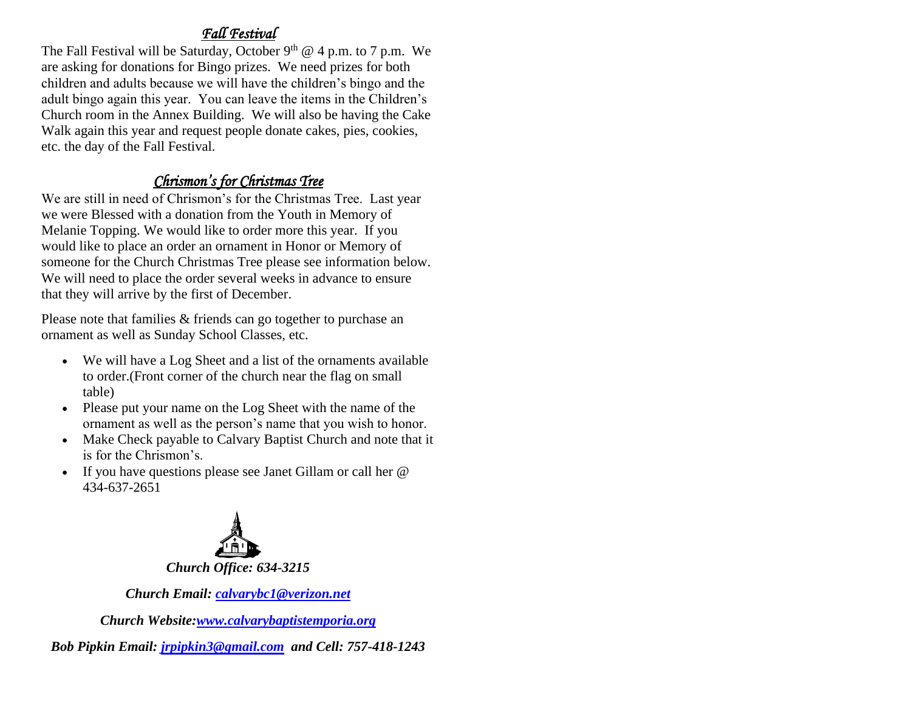## *Fall Festival*

The Fall Festival will be Saturday, October 9th @ 4 p.m. to 7 p.m. We are asking for donations for Bingo prizes. We need prizes for both children and adults because we will have the children's bingo and the adult bingo again this year. You can leave the items in the Children's Church room in the Annex Building. We will also be having the Cake Walk again this year and request people donate cakes, pies, cookies, etc. the day of the Fall Festival.

## *Chrismon's for Christmas Tree*

We are still in need of Chrismon's for the Christmas Tree. Last year we were Blessed with a donation from the Youth in Memory of Melanie Topping. We would like to order more this year. If you would like to place an order an ornament in Honor or Memory of someone for the Church Christmas Tree please see information below. We will need to place the order several weeks in advance to ensure that they will arrive by the first of December.

Please note that families & friends can go together to purchase an ornament as well as Sunday School Classes, etc.

- We will have a Log Sheet and a list of the ornaments available to order.(Front corner of the church near the flag on small table)
- Please put your name on the Log Sheet with the name of the ornament as well as the person's name that you wish to honor.
- Make Check payable to Calvary Baptist Church and note that it is for the Chrismon's.
- If you have questions please see Janet Gillam or call her @ 434-637-2651

***Church Office: 634-3215***

***Church Email: calvarybc1@verizon.net***

***Church Website:www.calvarybaptistemporia.org***

***Bob Pipkin Email: jrpipkin3@gmail.com and Cell: 757-418-1243***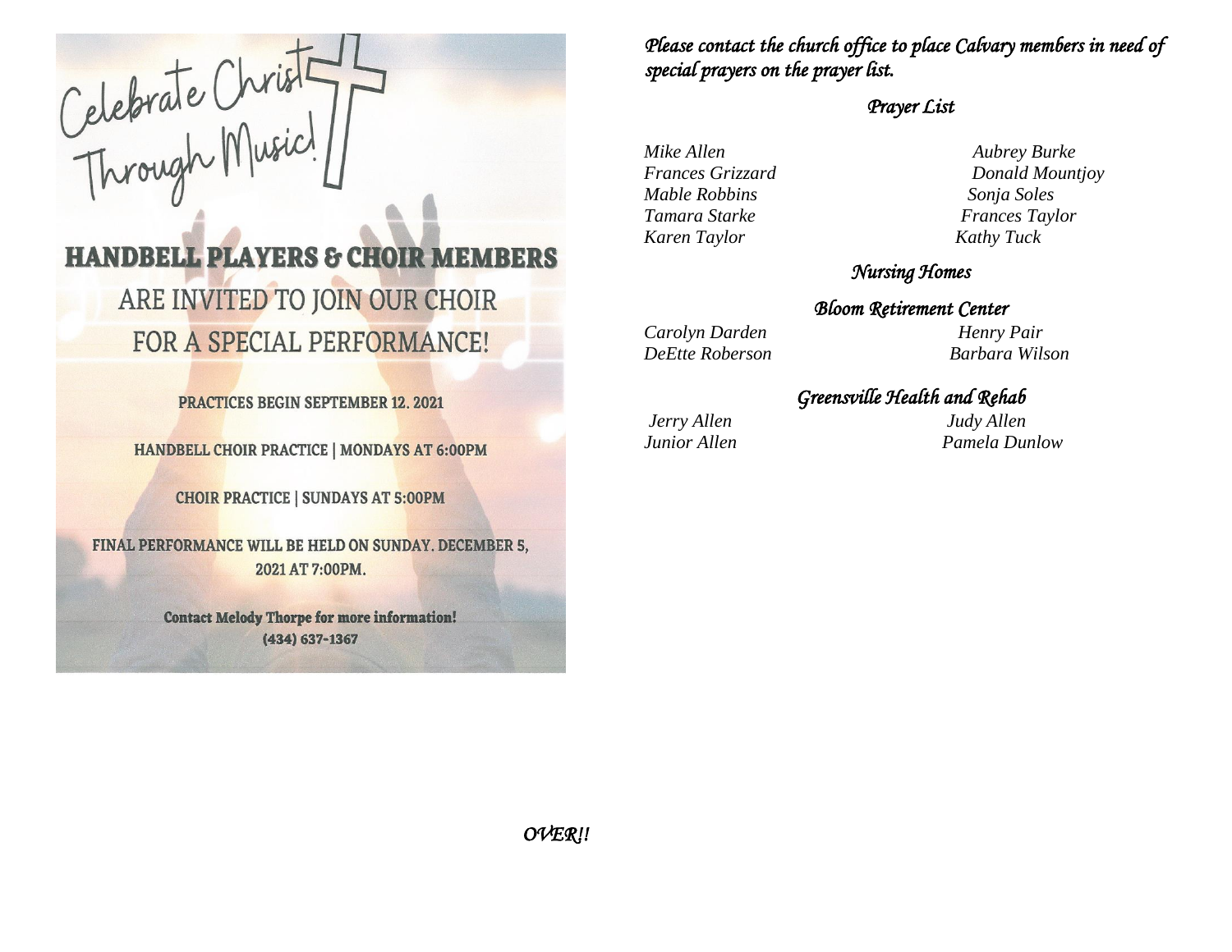Celebrate Christ Through Music!

**HANDBELL PLAYERS & CHOIR MEMBERS**

ARE INVITED TO JOIN OUR CHOIR FOR A SPECIAL PERFORMANCE!

PRACTICES BEGIN SEPTEMBER 12. 2021

HANDBELL CHOIR PRACTICE | MONDAYS AT 6:00PM

CHOIR PRACTICE | SUNDAYS AT 5:00PM

FINAL PERFORMANCE WILL BE HELD ON SUNDAY. DECEMBER 5, 2021 AT 7:00PM.

**Contact Melody Thorpe for more information!**
**(434) 637-1367**

*Please contact the church office to place Calvary members in need of special prayers on the prayer list.*

## *Prayer List*

*Mike Allen*
*Aubrey Burke*
*Frances Grizzard*
*Donald Mountjoy*
*Mable Robbins*
*Sonja Soles*
*Tamara Starke*
*Frances Taylor*
*Karen Taylor*
*Kathy Tuck*

## *Nursing Homes*

### *Bloom Retirement Center*

*Carolyn Darden*
*Henry Pair*
*DeEtte Roberson*
*Barbara Wilson*

### *Greensville Health and Rehab*

*Jerry Allen*
*Judy Allen*
*Junior Allen*
*Pamela Dunlow*

*OVER!!*